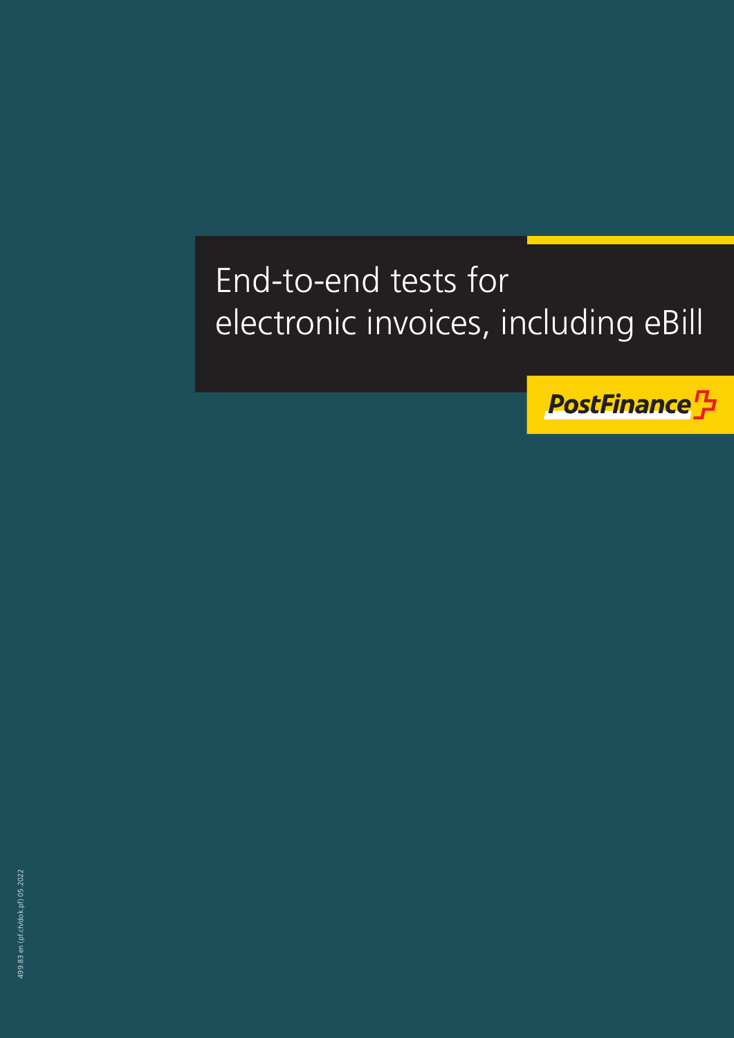# End-to-end tests for electronic invoices, including eBill

PostFinance

499.83 en (pf.ch/dok.pf) 05.2022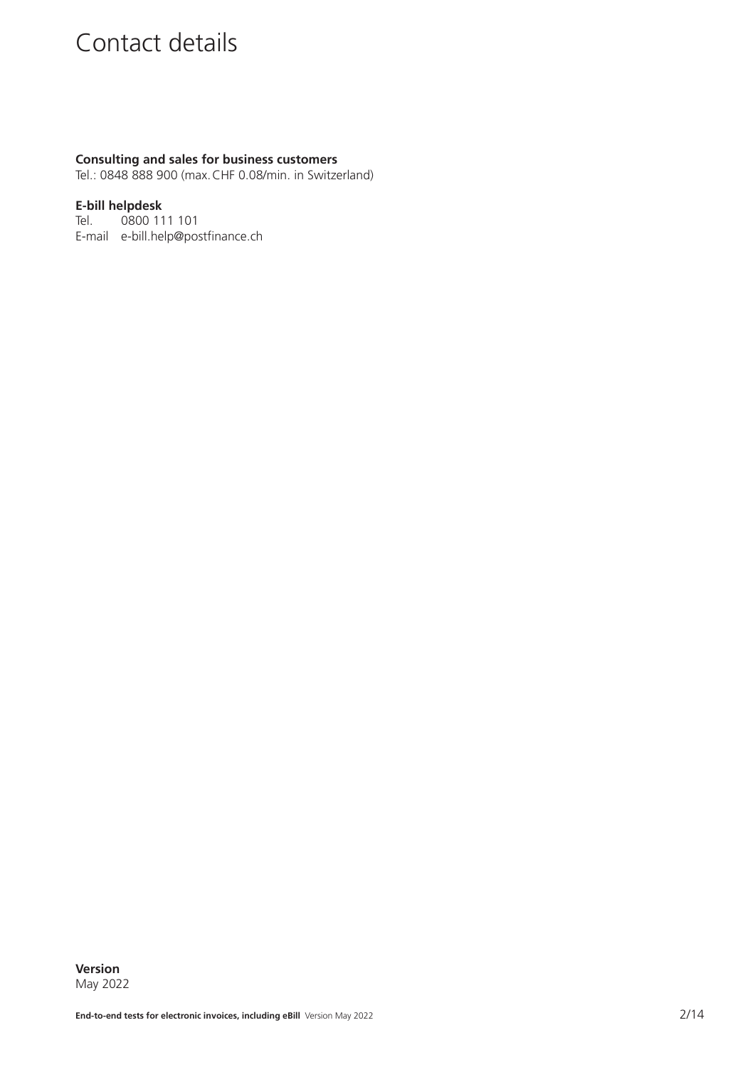# Contact details

**Consulting and sales for business customers**
Tel.: 0848 888 900 (max. CHF 0.08/min. in Switzerland)

**E-bill helpdesk**
Tel. 0800 111 101
E-mail e-bill.help@postfinance.ch

**Version**
May 2022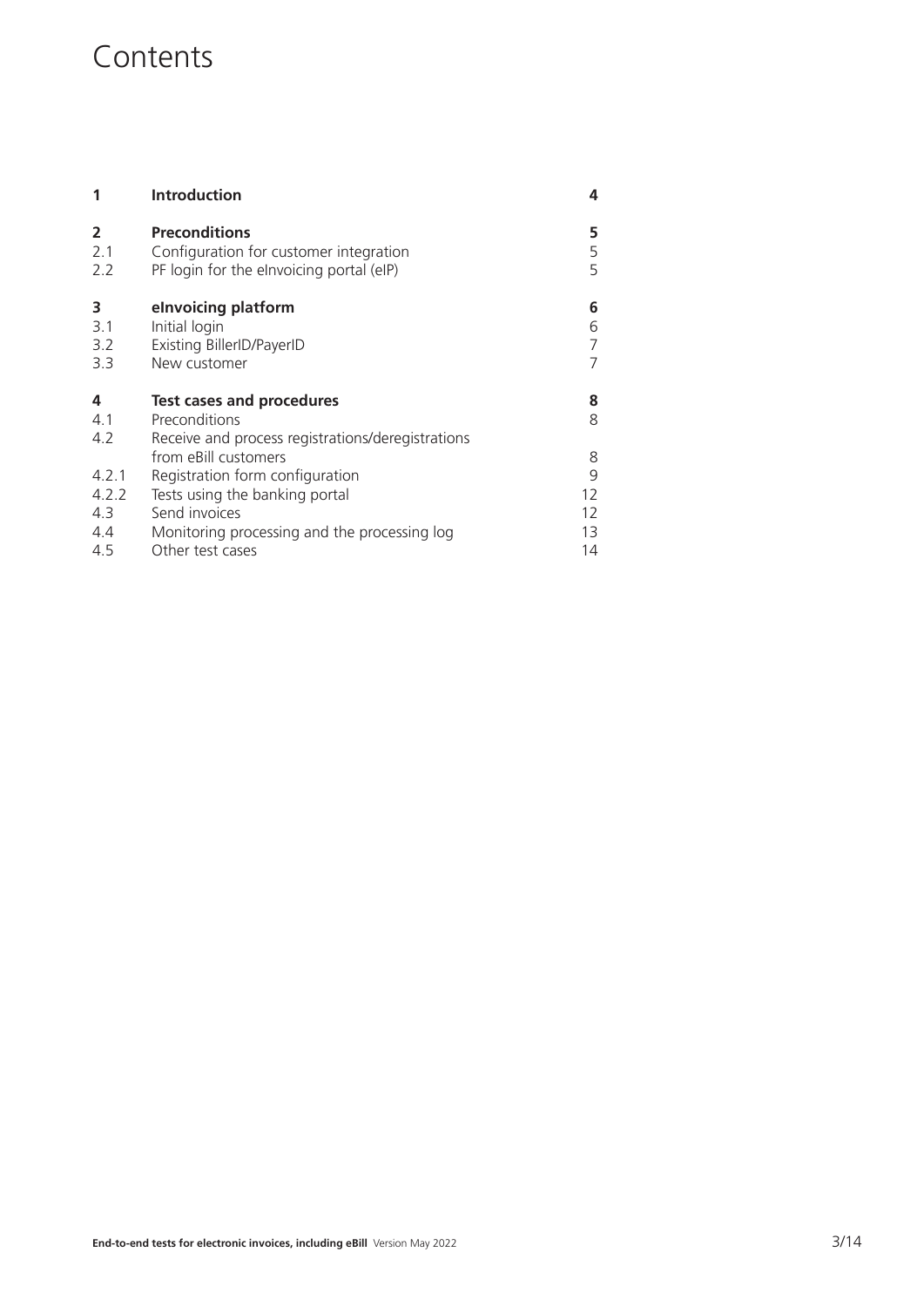# Contents

| | | |
|---|---|---|
| **1** | **Introduction** | **4** |
| **2** | **Preconditions** | **5** |
| 2.1 | Configuration for customer integration | 5 |
| 2.2 | PF login for the eInvoicing portal (eIP) | 5 |
| **3** | **eInvoicing platform** | **6** |
| 3.1 | Initial login | 6 |
| 3.2 | Existing BillerID/PayerID | 7 |
| 3.3 | New customer | 7 |
| **4** | **Test cases and procedures** | **8** |
| 4.1 | Preconditions | 8 |
| 4.2 | Receive and process registrations/deregistrations from eBill customers | 8 |
| 4.2.1 | Registration form configuration | 9 |
| 4.2.2 | Tests using the banking portal | 12 |
| 4.3 | Send invoices | 12 |
| 4.4 | Monitoring processing and the processing log | 13 |
| 4.5 | Other test cases | 14 |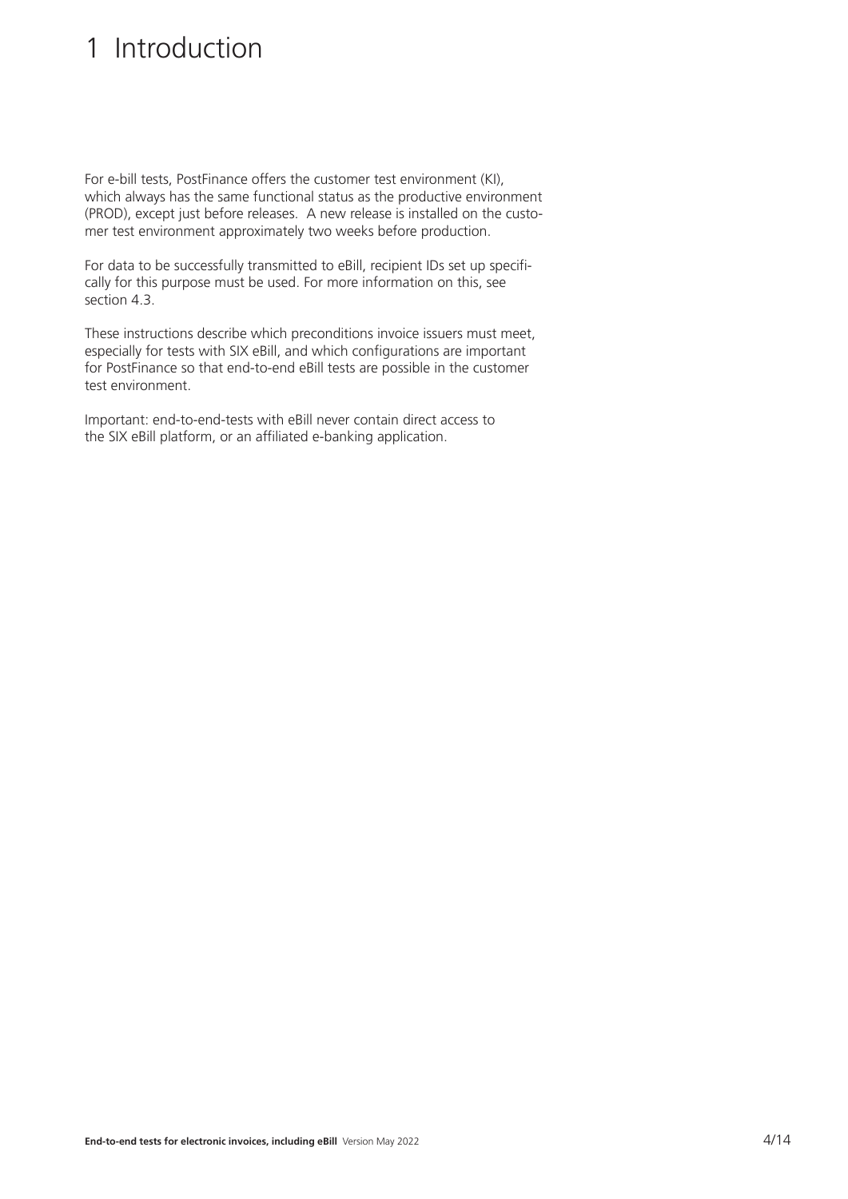# 1 Introduction

For e-bill tests, PostFinance offers the customer test environment (KI), which always has the same functional status as the productive environment (PROD), except just before releases. A new release is installed on the customer test environment approximately two weeks before production.

For data to be successfully transmitted to eBill, recipient IDs set up specifically for this purpose must be used. For more information on this, see section 4.3.

These instructions describe which preconditions invoice issuers must meet, especially for tests with SIX eBill, and which configurations are important for PostFinance so that end-to-end eBill tests are possible in the customer test environment.

Important: end-to-end-tests with eBill never contain direct access to the SIX eBill platform, or an affiliated e-banking application.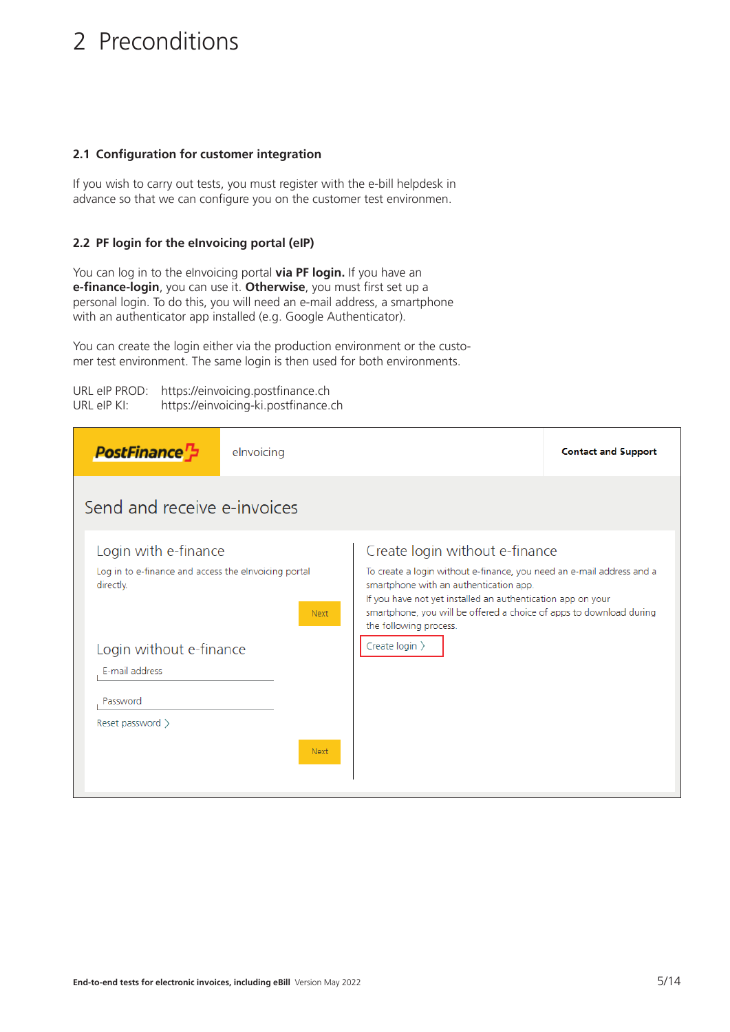# 2 Preconditions

### 2.1 Configuration for customer integration

If you wish to carry out tests, you must register with the e-bill helpdesk in advance so that we can configure you on the customer test environmen.

### 2.2 PF login for the eInvoicing portal (eIP)

You can log in to the eInvoicing portal **via PF login.** If you have an **e-finance-login**, you can use it. **Otherwise**, you must first set up a personal login. To do this, you will need an e-mail address, a smartphone with an authenticator app installed (e.g. Google Authenticator).

You can create the login either via the production environment or the customer test environment. The same login is then used for both environments.

URL eIP PROD: https://einvoicing.postfinance.ch
URL eIP KI: https://einvoicing-ki.postfinance.ch

PostFinance | eInvoicing | **Contact and Support**

Send and receive e-invoices

Login with e-finance

Log in to e-finance and access the eInvoicing portal directly.

Next

Login without e-finance

E-mail address

Password

Reset password

Next

Create login without e-finance

To create a login without e-finance, you need an e-mail address and a smartphone with an authentication app.
If you have not yet installed an authentication app on your smartphone, you will be offered a choice of apps to download during the following process.

Create login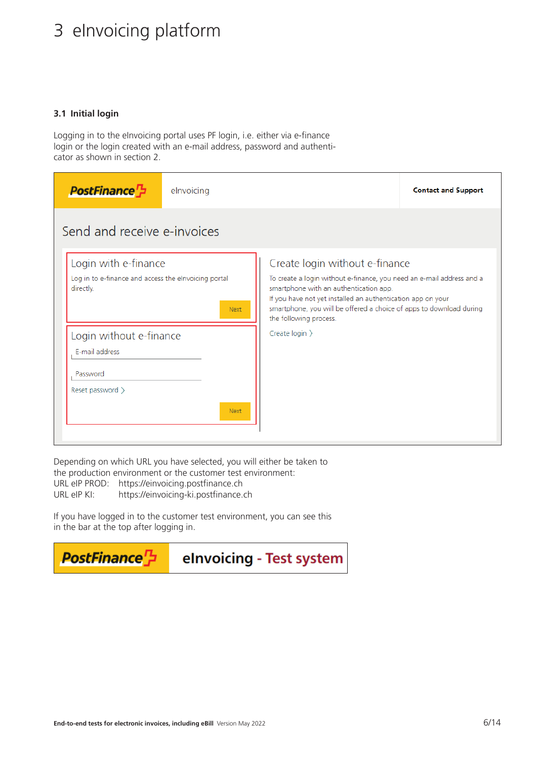# 3 eInvoicing platform

## 3.1 Initial login

Logging in to the eInvoicing portal uses PF login, i.e. either via e-finance login or the login created with an e-mail address, password and authenticator as shown in section 2.

PostFinance | eInvoicing | Contact and Support

Send and receive e-invoices

**Login with e-finance**

Log in to e-finance and access the eInvoicing portal directly.

Next

**Login without e-finance**

E-mail address

Password

Reset password

Next

**Create login without e-finance**

To create a login without e-finance, you need an e-mail address and a smartphone with an authentication app.
If you have not yet installed an authentication app on your smartphone, you will be offered a choice of apps to download during the following process.

Create login

Depending on which URL you have selected, you will either be taken to the production environment or the customer test environment:
URL eIP PROD: https://einvoicing.postfinance.ch
URL eIP KI: https://einvoicing-ki.postfinance.ch

If you have logged in to the customer test environment, you can see this in the bar at the top after logging in.

PostFinance | eInvoicing - Test system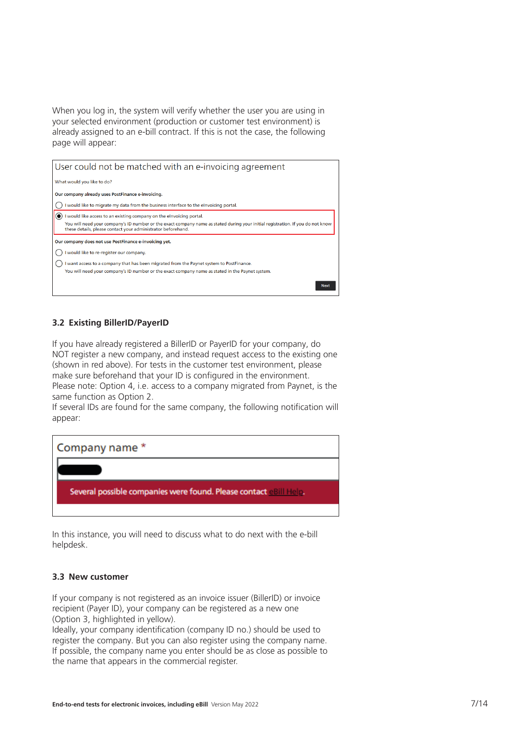When you log in, the system will verify whether the user you are using in your selected environment (production or customer test environment) is already assigned to an e-bill contract. If this is not the case, the following page will appear:

User could not be matched with an e-invoicing agreement

What would you like to do?

**Our company already uses PostFinance e-invoicing.**

- ○ I would like to migrate my data from the business interface to the eInvoicing portal.
- ◉ I would like access to an existing company on the eInvoicing portal.
  You will need your company's ID number or the exact company name as stated during your initial registration. If you do not know these details, please contact your administrator beforehand.

**Our company does not use PostFinance e-invoicing yet.**

- ○ I would like to re-register our company.
- ○ I want access to a company that has been migrated from the Paynet system to PostFinance.
  You will need your company's ID number or the exact company name as stated in the Paynet system.

Next

### 3.2 Existing BillerID/PayerID

If you have already registered a BillerID or PayerID for your company, do NOT register a new company, and instead request access to the existing one (shown in red above). For tests in the customer test environment, please make sure beforehand that your ID is configured in the environment.
Please note: Option 4, i.e. access to a company migrated from Paynet, is the same function as Option 2.
If several IDs are found for the same company, the following notification will appear:

Company name *

Several possible companies were found. Please contact eBill Help.

In this instance, you will need to discuss what to do next with the e-bill helpdesk.

### 3.3 New customer

If your company is not registered as an invoice issuer (BillerID) or invoice recipient (Payer ID), your company can be registered as a new one (Option 3, highlighted in yellow).
Ideally, your company identification (company ID no.) should be used to register the company. But you can also register using the company name. If possible, the company name you enter should be as close as possible to the name that appears in the commercial register.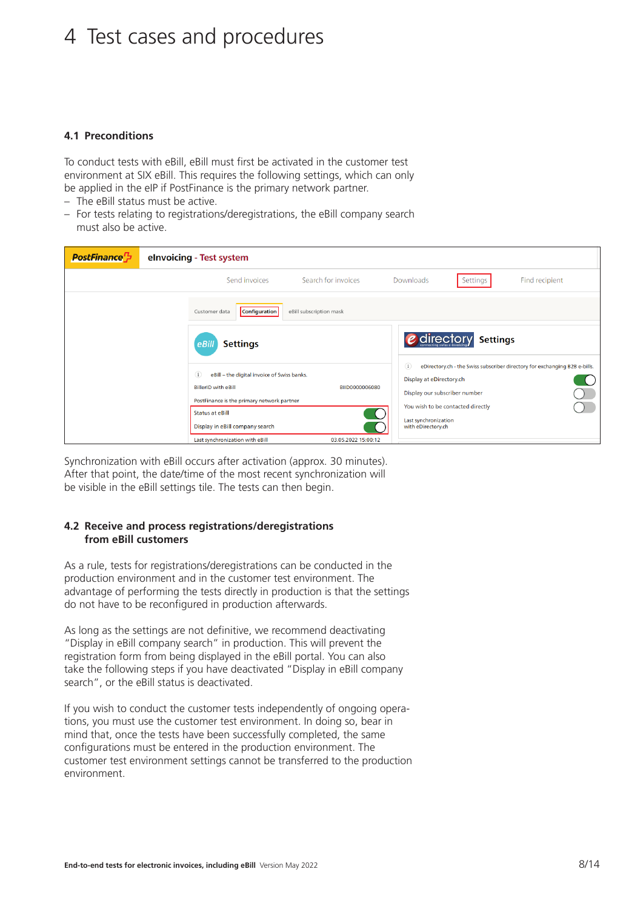# 4 Test cases and procedures

## 4.1 Preconditions

To conduct tests with eBill, eBill must first be activated in the customer test environment at SIX eBill. This requires the following settings, which can only be applied in the eIP if PostFinance is the primary network partner.

- The eBill status must be active.
- For tests relating to registrations/deregistrations, the eBill company search must also be active.

Synchronization with eBill occurs after activation (approx. 30 minutes). After that point, the date/time of the most recent synchronization will be visible in the eBill settings tile. The tests can then begin.

## 4.2 Receive and process registrations/deregistrations from eBill customers

As a rule, tests for registrations/deregistrations can be conducted in the production environment and in the customer test environment. The advantage of performing the tests directly in production is that the settings do not have to be reconfigured in production afterwards.

As long as the settings are not definitive, we recommend deactivating "Display in eBill company search" in production. This will prevent the registration form from being displayed in the eBill portal. You can also take the following steps if you have deactivated "Display in eBill company search", or the eBill status is deactivated.

If you wish to conduct the customer tests independently of ongoing operations, you must use the customer test environment. In doing so, bear in mind that, once the tests have been successfully completed, the same configurations must be entered in the production environment. The customer test environment settings cannot be transferred to the production environment.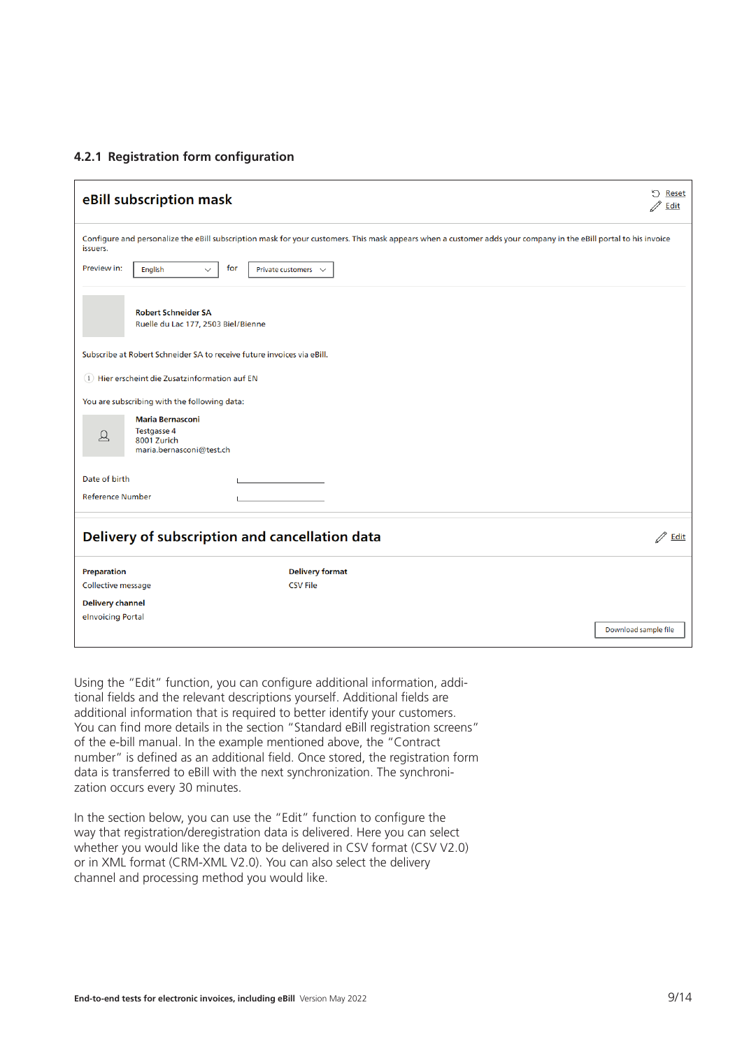### 4.2.1 Registration form configuration

**eBill subscription mask**

Reset
Edit

Configure and personalize the eBill subscription mask for your customers. This mask appears when a customer adds your company in the eBill portal to his invoice issuers.

Preview in: English for Private customers

**Robert Schneider SA**
Ruelle du Lac 177, 2503 Biel/Bienne

Subscribe at Robert Schneider SA to receive future invoices via eBill.

Hier erscheint die Zusatzinformation auf EN

You are subscribing with the following data:

**Maria Bernasconi**
Testgasse 4
8001 Zurich
maria.bernasconi@test.ch

Date of birth

Reference Number

**Delivery of subscription and cancellation data**

Edit

**Preparation**
Collective message

**Delivery format**
CSV File

**Delivery channel**
eInvoicing Portal

Download sample file

Using the "Edit" function, you can configure additional information, additional fields and the relevant descriptions yourself. Additional fields are additional information that is required to better identify your customers. You can find more details in the section "Standard eBill registration screens" of the e-bill manual. In the example mentioned above, the "Contract number" is defined as an additional field. Once stored, the registration form data is transferred to eBill with the next synchronization. The synchronization occurs every 30 minutes.

In the section below, you can use the "Edit" function to configure the way that registration/deregistration data is delivered. Here you can select whether you would like the data to be delivered in CSV format (CSV V2.0) or in XML format (CRM-XML V2.0). You can also select the delivery channel and processing method you would like.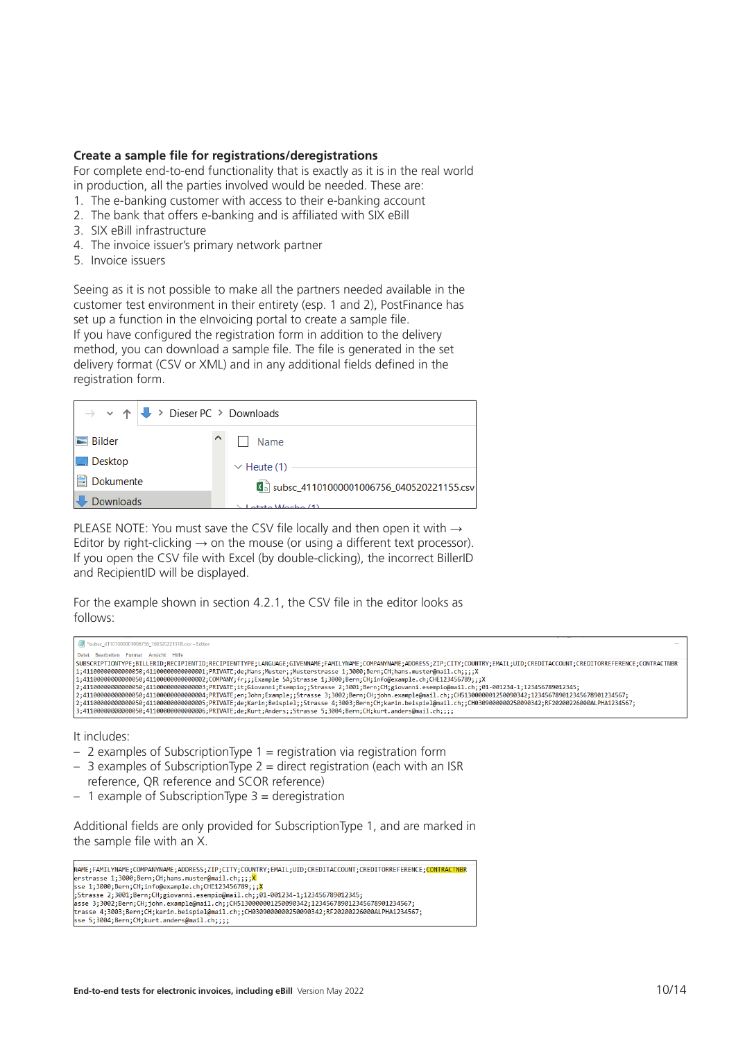### Create a sample file for registrations/deregistrations

For complete end-to-end functionality that is exactly as it is in the real world in production, all the parties involved would be needed. These are:

1. The e-banking customer with access to their e-banking account
2. The bank that offers e-banking and is affiliated with SIX eBill
3. SIX eBill infrastructure
4. The invoice issuer's primary network partner
5. Invoice issuers

Seeing as it is not possible to make all the partners needed available in the customer test environment in their entirety (esp. 1 and 2), PostFinance has set up a function in the eInvoicing portal to create a sample file.
If you have configured the registration form in addition to the delivery method, you can download a sample file. The file is generated in the set delivery format (CSV or XML) and in any additional fields defined in the registration form.

```
→  ⌄  ↑  ⬇ > Dieser PC > Downloads

Bilder        Name
Desktop       ⌄ Heute (1)
Dokumente        subsc_41101000001006756_040520221155.csv
Downloads
```

PLEASE NOTE: You must save the CSV file locally and then open it with → Editor by right-clicking → on the mouse (or using a different text processor). If you open the CSV file with Excel (by double-clicking), the incorrect BillerID and RecipientID will be displayed.

For the example shown in section 4.2.1, the CSV file in the editor looks as follows:

```
SUBSCRIPTIONTYPE;BILLERID;RECIPIENTID;RECIPIENTTYPE;LANGUAGE;GIVENNAME;FAMILYNAME;COMPANYNAME;ADDRESS;ZIP;CITY;COUNTRY;EMAIL;UID;CREDITACCOUNT;CREDITORREFERENCE;CONTRACTNBR
1;41100000000000050;41100000000000001;PRIVATE;de;Hans;Muster;;Musterstrasse 1;3000;Bern;CH;hans.muster@mail.ch;;;;X
1;41100000000000050;41100000000000002;COMPANY;fr;;;Example SA;Strasse 1;3000;Bern;CH;info@example.ch;CHE123456789;;;X
2;41100000000000050;41100000000000003;PRIVATE;it;Giovanni;Esempio;;Strasse 2;3001;Bern;CH;giovanni.esempio@mail.ch;;01-001234-1;123456789012345;
2;41100000000000050;41100000000000004;PRIVATE;en;John;Example;;Strasse 3;3002;Bern;CH;john.example@mail.ch;;CH5130000001250090342;12345678901234567890123467;
2;41100000000000050;41100000000000005;PRIVATE;de;Karin;Beispiel;;Strasse 4;3003;Bern;CH;karin.beispiel@mail.ch;;CH0309000000250090342;RF20200226000ALPHA1234567;
3;41100000000000050;41100000000000006;PRIVATE;de;Kurt;Anders;;Strasse 5;3004;Bern;CH;kurt.anders@mail.ch;;;;
```

It includes:

- 2 examples of SubscriptionType 1 = registration via registration form
- 3 examples of SubscriptionType 2 = direct registration (each with an ISR reference, QR reference and SCOR reference)
- 1 example of SubscriptionType 3 = deregistration

Additional fields are only provided for SubscriptionType 1, and are marked in the sample file with an X.

```
NAME;FAMILYNAME;COMPANYNAME;ADDRESS;ZIP;CITY;COUNTRY;EMAIL;UID;CREDITACCOUNT;CREDITORREFERENCE;CONTRACTNBR
erstrasse 1;3000;Bern;CH;hans.muster@mail.ch;;;;X
sse 1;3000;Bern;CH;info@example.ch;CHE123456789;;;X
;Strasse 2;3001;Bern;CH;giovanni.esempio@mail.ch;;01-001234-1;123456789012345;
asse 3;3002;Bern;CH;john.example@mail.ch;;CH5130000001250090342;12345678901234567890123467;
trasse 4;3003;Bern;CH;karin.beispiel@mail.ch;;CH0309000000250090342;RF20200226000ALPHA1234567;
sse 5;3004;Bern;CH;kurt.anders@mail.ch;;;;
```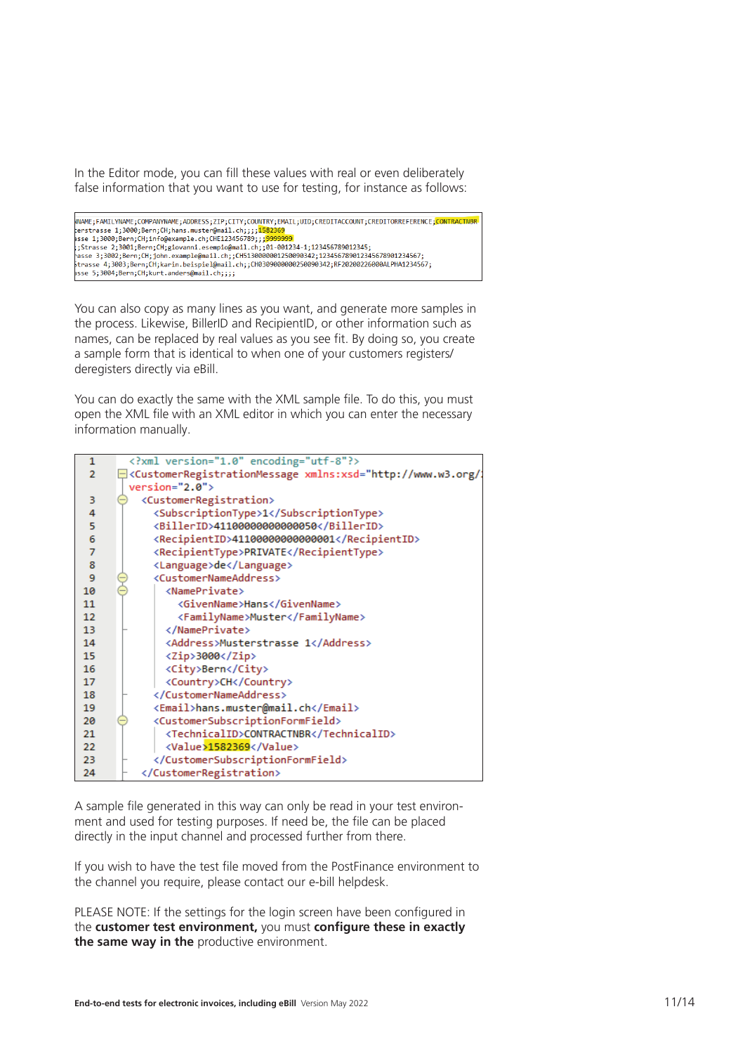In the Editor mode, you can fill these values with real or even deliberately false information that you want to use for testing, for instance as follows:

```
NAME;FAMILYNAME;COMPANYNAME;ADDRESS;ZIP;CITY;COUNTRY;EMAIL;UID;CREDITACCOUNT;CREDITORREFERENCE;CONTRACTNBR
erstrasse 1;3000;Bern;CH;hans.muster@mail.ch;;;;1582369
sse 1;3000;Bern;CH;info@example.ch;CHE123456789;;;9999999
;;Strasse 2;3001;Bern;CH;giovanni.esempio@mail.ch;;01-001234-1;123456789012345;
asse 3;3002;Bern;CH;john.example@mail.ch;;CH5130000001250090342;1234567890123456789012345 67;
strasse 4;3003;Bern;CH;karin.beispiel@mail.ch;;CH0309000000250090342;RF20200226000ALPHA1234567;
sse 5;3004;Bern;CH;kurt.anders@mail.ch;;;;
```

You can also copy as many lines as you want, and generate more samples in the process. Likewise, BillerID and RecipientID, or other information such as names, can be replaced by real values as you see fit. By doing so, you create a sample form that is identical to when one of your customers registers/deregisters directly via eBill.

You can do exactly the same with the XML sample file. To do this, you must open the XML file with an XML editor in which you can enter the necessary information manually.

```
1  <?xml version="1.0" encoding="utf-8"?>
2  <CustomerRegistrationMessage xmlns:xsd="http://www.w3.org/
   version="2.0">
3    <CustomerRegistration>
4      <SubscriptionType>1</SubscriptionType>
5      <BillerID>41100000000000050</BillerID>
6      <RecipientID>41100000000000001</RecipientID>
7      <RecipientType>PRIVATE</RecipientType>
8      <Language>de</Language>
9      <CustomerNameAddress>
10       <NamePrivate>
11         <GivenName>Hans</GivenName>
12         <FamilyName>Muster</FamilyName>
13       </NamePrivate>
14       <Address>Musterstrasse 1</Address>
15       <Zip>3000</Zip>
16       <City>Bern</City>
17       <Country>CH</Country>
18     </CustomerNameAddress>
19     <Email>hans.muster@mail.ch</Email>
20     <CustomerSubscriptionFormField>
21       <TechnicalID>CONTRACTNBR</TechnicalID>
22       <Value>1582369</Value>
23     </CustomerSubscriptionFormField>
24   </CustomerRegistration>
```

A sample file generated in this way can only be read in your test environment and used for testing purposes. If need be, the file can be placed directly in the input channel and processed further from there.

If you wish to have the test file moved from the PostFinance environment to the channel you require, please contact our e-bill helpdesk.

PLEASE NOTE: If the settings for the login screen have been configured in the **customer test environment,** you must **configure these in exactly the same way in the** productive environment.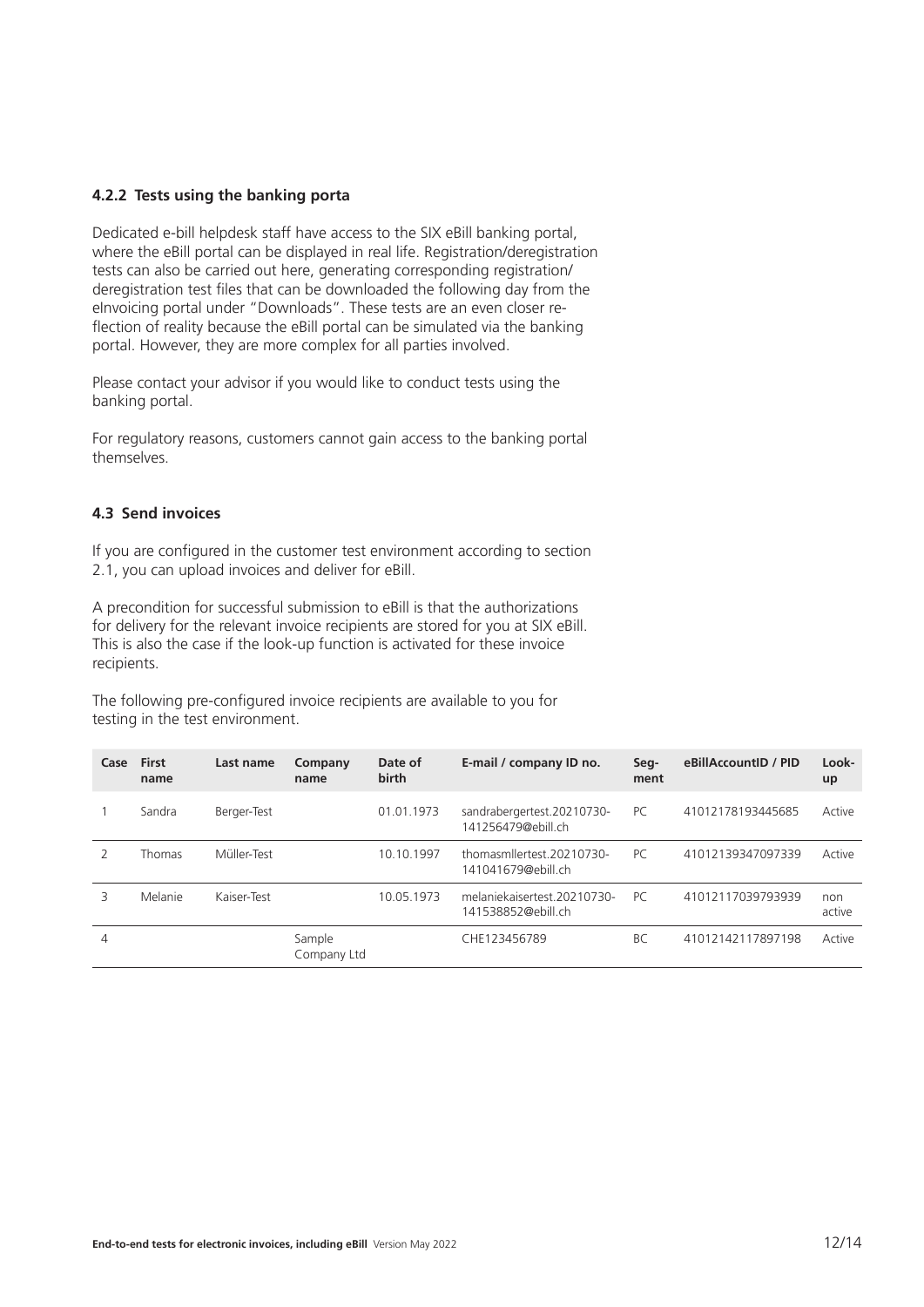#### 4.2.2 Tests using the banking porta

Dedicated e-bill helpdesk staff have access to the SIX eBill banking portal, where the eBill portal can be displayed in real life. Registration/deregistration tests can also be carried out here, generating corresponding registration/deregistration test files that can be downloaded the following day from the eInvoicing portal under "Downloads". These tests are an even closer reflection of reality because the eBill portal can be simulated via the banking portal. However, they are more complex for all parties involved.

Please contact your advisor if you would like to conduct tests using the banking portal.

For regulatory reasons, customers cannot gain access to the banking portal themselves.

### 4.3 Send invoices

If you are configured in the customer test environment according to section 2.1, you can upload invoices and deliver for eBill.

A precondition for successful submission to eBill is that the authorizations for delivery for the relevant invoice recipients are stored for you at SIX eBill. This is also the case if the look-up function is activated for these invoice recipients.

The following pre-configured invoice recipients are available to you for testing in the test environment.

| Case | First name | Last name | Company name | Date of birth | E-mail / company ID no. | Segment | eBillAccountID / PID | Look-up |
|---|---|---|---|---|---|---|---|---|
| 1 | Sandra | Berger-Test | | 01.01.1973 | sandrabergertest.20210730-141256479@ebill.ch | PC | 41012178193445685 | Active |
| 2 | Thomas | Müller-Test | | 10.10.1997 | thomasmllertest.20210730-141041679@ebill.ch | PC | 41012139347097339 | Active |
| 3 | Melanie | Kaiser-Test | | 10.05.1973 | melaniekaisertest.20210730-141538852@ebill.ch | PC | 41012117039793939 | non active |
| 4 | | | Sample Company Ltd | | CHE123456789 | BC | 41012142117897198 | Active |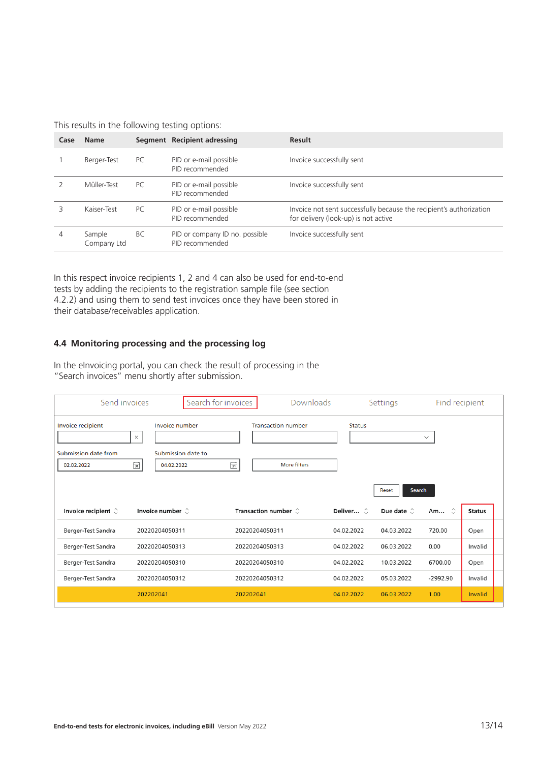This results in the following testing options:

| Case | Name | Segment | Recipient adressing | Result |
|---|---|---|---|---|
| 1 | Berger-Test | PC | PID or e-mail possible<br>PID recommended | Invoice successfully sent |
| 2 | Müller-Test | PC | PID or e-mail possible<br>PID recommended | Invoice successfully sent |
| 3 | Kaiser-Test | PC | PID or e-mail possible<br>PID recommended | Invoice not sent successfully because the recipient's authorization for delivery (look-up) is not active |
| 4 | Sample Company Ltd | BC | PID or company ID no. possible<br>PID recommended | Invoice successfully sent |

In this respect invoice recipients 1, 2 and 4 can also be used for end-to-end tests by adding the recipients to the registration sample file (see section 4.2.2) and using them to send test invoices once they have been stored in their database/receivables application.

## 4.4 Monitoring processing and the processing log

In the eInvoicing portal, you can check the result of processing in the "Search invoices" menu shortly after submission.

Send invoices | Search for invoices | Downloads | Settings | Find recipient

Invoice recipient | Invoice number | Transaction number | Status

Submission date from: 02.02.2022 | Submission date to: 04.02.2022 | More filters

Reset | Search

| Invoice recipient | Invoice number | Transaction number | Deliver... | Due date | Am... | Status |
|---|---|---|---|---|---|---|
| Berger-Test Sandra | 20220204050311 | 20220204050311 | 04.02.2022 | 04.03.2022 | 720.00 | Open |
| Berger-Test Sandra | 20220204050313 | 20220204050313 | 04.02.2022 | 06.03.2022 | 0.00 | Invalid |
| Berger-Test Sandra | 20220204050310 | 20220204050310 | 04.02.2022 | 10.03.2022 | 6700.00 | Open |
| Berger-Test Sandra | 20220204050312 | 20220204050312 | 04.02.2022 | 05.03.2022 | -2992.90 | Invalid |
| | 202202041 | 202202041 | 04.02.2022 | 06.03.2022 | 1.00 | Invalid |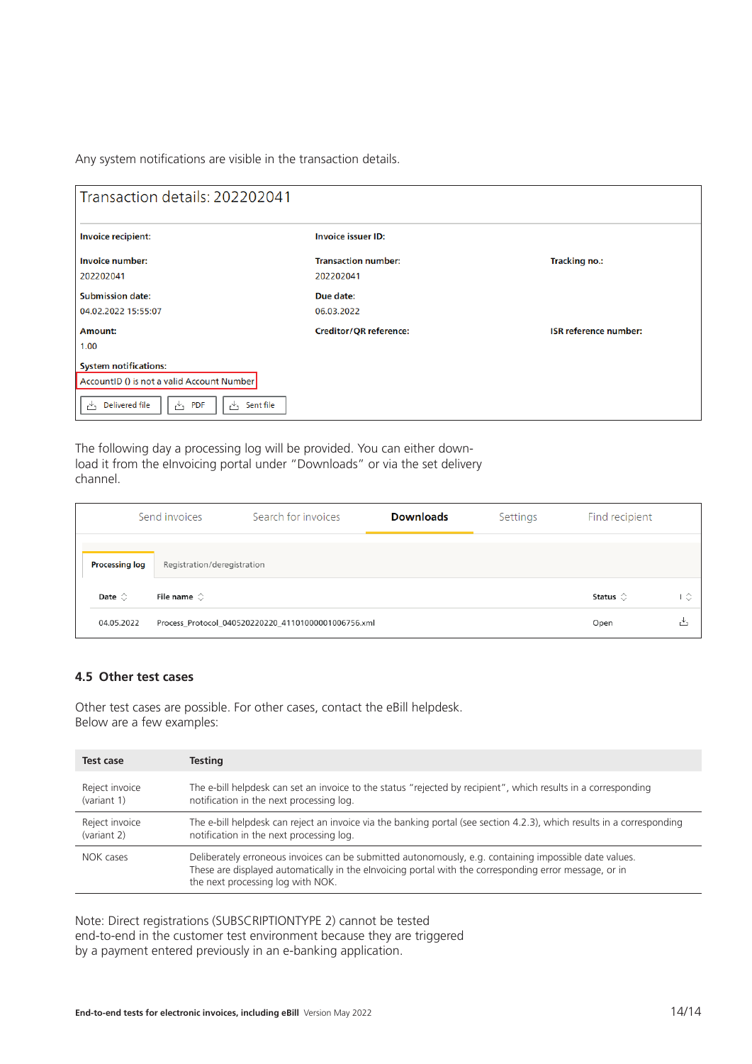Any system notifications are visible in the transaction details.

Transaction details: 202202041

| | | |
|---|---|---|
| **Invoice recipient:** | **Invoice issuer ID:** | |
| **Invoice number:** 202202041 | **Transaction number:** 202202041 | **Tracking no.:** |
| **Submission date:** 04.02.2022 15:55:07 | **Due date:** 06.03.2022 | |
| **Amount:** 1.00 | **Creditor/QR reference:** | **ISR reference number:** |

**System notifications:**
AccountID () is not a valid Account Number

Delivered file | PDF | Sent file

The following day a processing log will be provided. You can either download it from the eInvoicing portal under "Downloads" or via the set delivery channel.

Send invoices | Search for invoices | **Downloads** | Settings | Find recipient

**Processing log** | Registration/deregistration

| Date | File name | Status | |
|---|---|---|---|
| 04.05.2022 | Process_Protocol_040520220220_41101000001006756.xml | Open | |

## 4.5 Other test cases

Other test cases are possible. For other cases, contact the eBill helpdesk.
Below are a few examples:

| Test case | Testing |
|---|---|
| Reject invoice (variant 1) | The e-bill helpdesk can set an invoice to the status "rejected by recipient", which results in a corresponding notification in the next processing log. |
| Reject invoice (variant 2) | The e-bill helpdesk can reject an invoice via the banking portal (see section 4.2.3), which results in a corresponding notification in the next processing log. |
| NOK cases | Deliberately erroneous invoices can be submitted autonomously, e.g. containing impossible date values. These are displayed automatically in the eInvoicing portal with the corresponding error message, or in the next processing log with NOK. |

Note: Direct registrations (SUBSCRIPTIONTYPE 2) cannot be tested end-to-end in the customer test environment because they are triggered by a payment entered previously in an e-banking application.